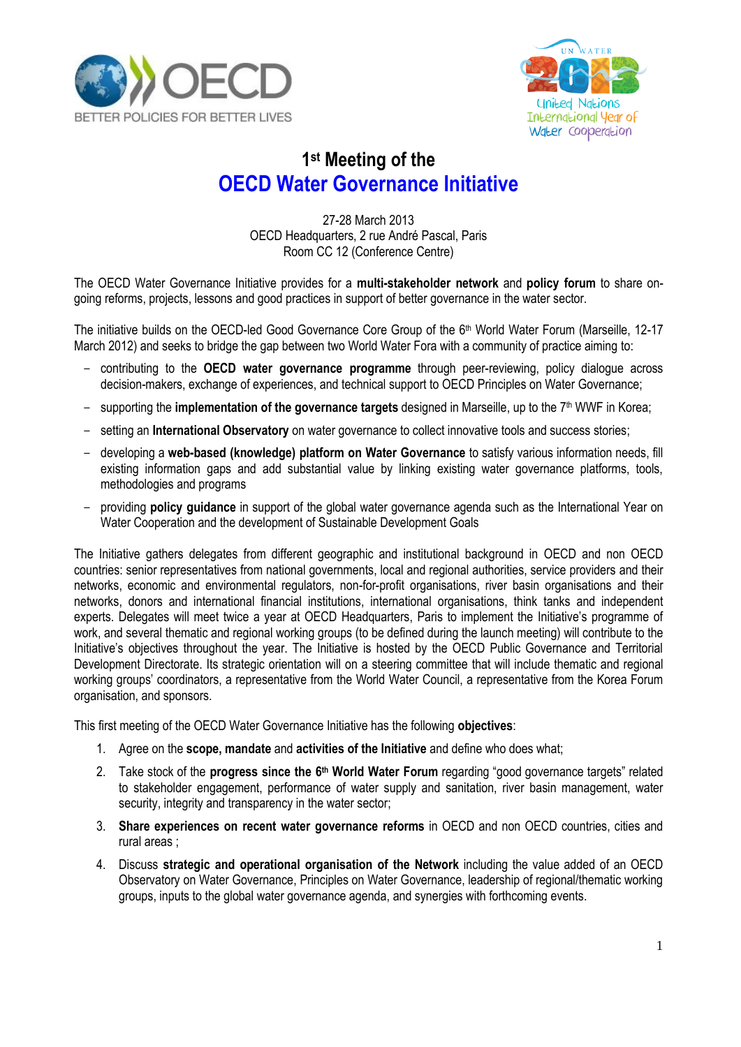# 1st Meeting of the
# OECD Water Governance Initiative

27-28 March 2013
OECD Headquarters, 2 rue André Pascal, Paris
Room CC 12 (Conference Centre)

The OECD Water Governance Initiative provides for a **multi-stakeholder network** and **policy forum** to share on-going reforms, projects, lessons and good practices in support of better governance in the water sector.

The initiative builds on the OECD-led Good Governance Core Group of the 6th World Water Forum (Marseille, 12-17 March 2012) and seeks to bridge the gap between two World Water Fora with a community of practice aiming to:

- contributing to the **OECD water governance programme** through peer-reviewing, policy dialogue across decision-makers, exchange of experiences, and technical support to OECD Principles on Water Governance;
- supporting the **implementation of the governance targets** designed in Marseille, up to the 7th WWF in Korea;
- setting an **International Observatory** on water governance to collect innovative tools and success stories;
- developing a **web-based (knowledge) platform on Water Governance** to satisfy various information needs, fill existing information gaps and add substantial value by linking existing water governance platforms, tools, methodologies and programs
- providing **policy guidance** in support of the global water governance agenda such as the International Year on Water Cooperation and the development of Sustainable Development Goals

The Initiative gathers delegates from different geographic and institutional background in OECD and non OECD countries: senior representatives from national governments, local and regional authorities, service providers and their networks, economic and environmental regulators, non-for-profit organisations, river basin organisations and their networks, donors and international financial institutions, international organisations, think tanks and independent experts. Delegates will meet twice a year at OECD Headquarters, Paris to implement the Initiative's programme of work, and several thematic and regional working groups (to be defined during the launch meeting) will contribute to the Initiative's objectives throughout the year. The Initiative is hosted by the OECD Public Governance and Territorial Development Directorate. Its strategic orientation will on a steering committee that will include thematic and regional working groups' coordinators, a representative from the World Water Council, a representative from the Korea Forum organisation, and sponsors.

This first meeting of the OECD Water Governance Initiative has the following **objectives**:

1. Agree on the **scope, mandate** and **activities of the Initiative** and define who does what;
2. Take stock of the **progress since the 6th World Water Forum** regarding "good governance targets" related to stakeholder engagement, performance of water supply and sanitation, river basin management, water security, integrity and transparency in the water sector;
3. **Share experiences on recent water governance reforms** in OECD and non OECD countries, cities and rural areas ;
4. Discuss **strategic and operational organisation of the Network** including the value added of an OECD Observatory on Water Governance, Principles on Water Governance, leadership of regional/thematic working groups, inputs to the global water governance agenda, and synergies with forthcoming events.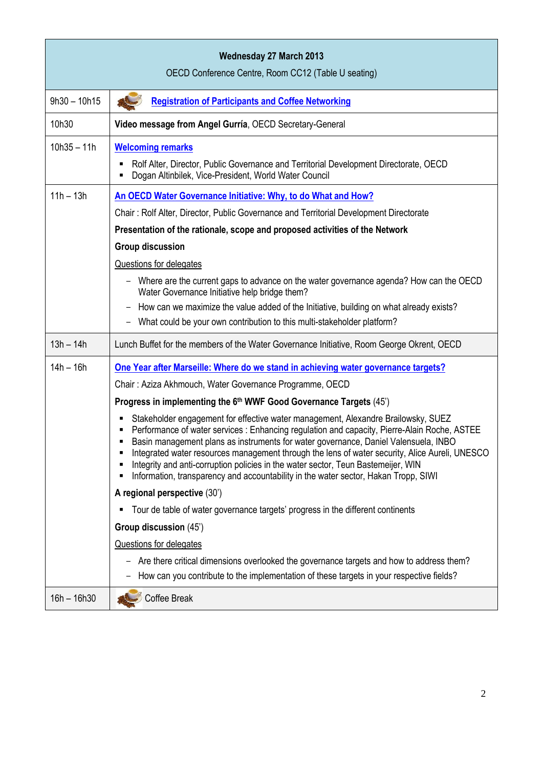| Wednesday 27 March 2013<br>OECD Conference Centre, Room CC12 (Table U seating) | |
|---|---|
| 9h30 – 10h15 | **Registration of Participants and Coffee Networking** |
| 10h30 | **Video message from Angel Gurría**, OECD Secretary-General |
| 10h35 – 11h | **Welcoming remarks**<br>▪ Rolf Alter, Director, Public Governance and Territorial Development Directorate, OECD<br>▪ Dogan Altinbilek, Vice-President, World Water Council |
| 11h – 13h | **An OECD Water Governance Initiative: Why, to do What and How?**<br>Chair : Rolf Alter, Director, Public Governance and Territorial Development Directorate<br>**Presentation of the rationale, scope and proposed activities of the Network**<br>**Group discussion**<br>Questions for delegates<br>– Where are the current gaps to advance on the water governance agenda? How can the OECD Water Governance Initiative help bridge them?<br>– How can we maximize the value added of the Initiative, building on what already exists?<br>– What could be your own contribution to this multi-stakeholder platform? |
| 13h – 14h | Lunch Buffet for the members of the Water Governance Initiative, Room George Okrent, OECD |
| 14h – 16h | **One Year after Marseille: Where do we stand in achieving water governance targets?**<br>Chair : Aziza Akhmouch, Water Governance Programme, OECD<br>**Progress in implementing the 6th WWF Good Governance Targets** (45')<br>▪ Stakeholder engagement for effective water management, Alexandre Brailowsky, SUEZ<br>▪ Performance of water services : Enhancing regulation and capacity, Pierre-Alain Roche, ASTEE<br>▪ Basin management plans as instruments for water governance, Daniel Valensuela, INBO<br>▪ Integrated water resources management through the lens of water security, Alice Aureli, UNESCO<br>▪ Integrity and anti-corruption policies in the water sector, Teun Bastemeijer, WIN<br>▪ Information, transparency and accountability in the water sector, Hakan Tropp, SIWI<br>**A regional perspective** (30')<br>▪ Tour de table of water governance targets' progress in the different continents<br>**Group discussion** (45')<br>Questions for delegates<br>– Are there critical dimensions overlooked the governance targets and how to address them?<br>– How can you contribute to the implementation of these targets in your respective fields? |
| 16h – 16h30 | Coffee Break |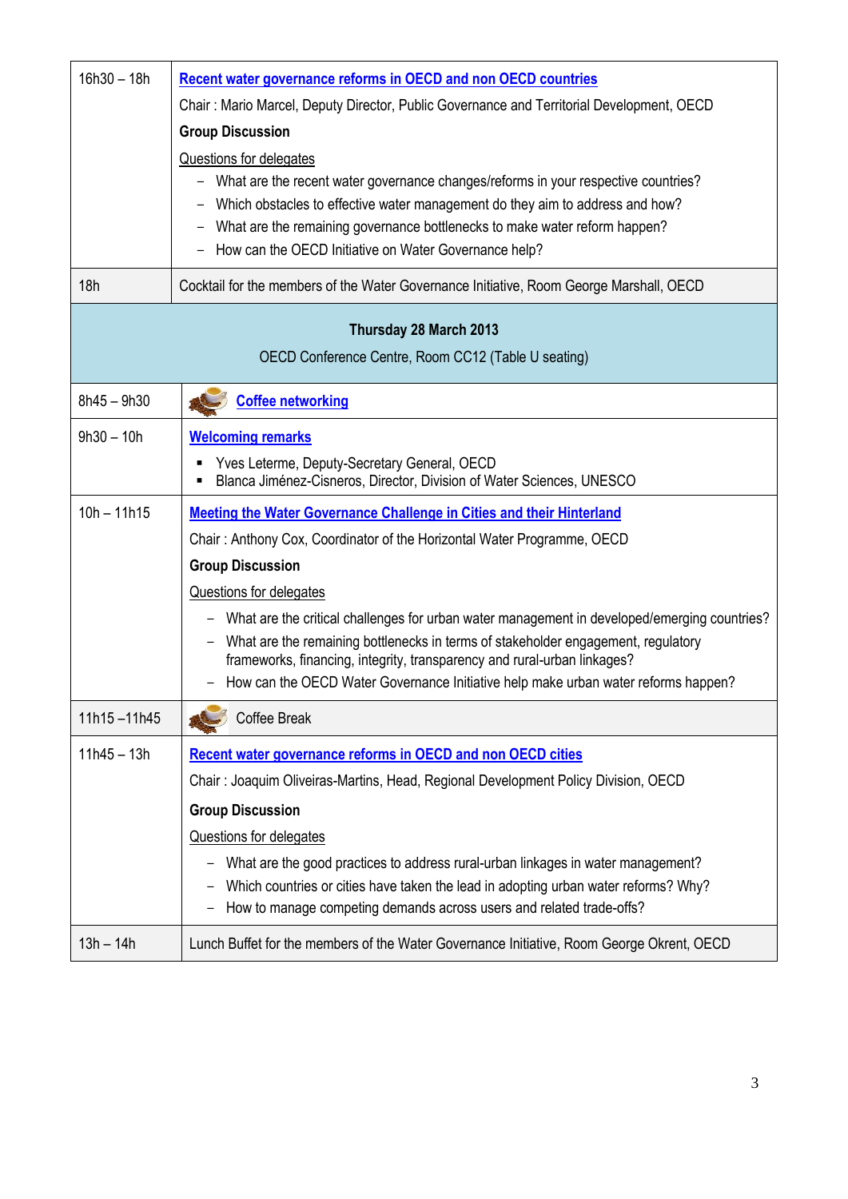| | |
|---|---|
| 16h30 – 18h | **Recent water governance reforms in OECD and non OECD countries**<br>Chair : Mario Marcel, Deputy Director, Public Governance and Territorial Development, OECD<br>**Group Discussion**<br>Questions for delegates<br>– What are the recent water governance changes/reforms in your respective countries?<br>– Which obstacles to effective water management do they aim to address and how?<br>– What are the remaining governance bottlenecks to make water reform happen?<br>– How can the OECD Initiative on Water Governance help? |
| 18h | Cocktail for the members of the Water Governance Initiative, Room George Marshall, OECD |
| **Thursday 28 March 2013**<br>OECD Conference Centre, Room CC12 (Table U seating) | |
| 8h45 – 9h30 | **Coffee networking** |
| 9h30 – 10h | **Welcoming remarks**<br>▪ Yves Leterme, Deputy-Secretary General, OECD<br>▪ Blanca Jiménez-Cisneros, Director, Division of Water Sciences, UNESCO |
| 10h – 11h15 | **Meeting the Water Governance Challenge in Cities and their Hinterland**<br>Chair : Anthony Cox, Coordinator of the Horizontal Water Programme, OECD<br>**Group Discussion**<br>Questions for delegates<br>– What are the critical challenges for urban water management in developed/emerging countries?<br>– What are the remaining bottlenecks in terms of stakeholder engagement, regulatory frameworks, financing, integrity, transparency and rural-urban linkages?<br>– How can the OECD Water Governance Initiative help make urban water reforms happen? |
| 11h15 –11h45 | Coffee Break |
| 11h45 – 13h | **Recent water governance reforms in OECD and non OECD cities**<br>Chair : Joaquim Oliveiras-Martins, Head, Regional Development Policy Division, OECD<br>**Group Discussion**<br>Questions for delegates<br>– What are the good practices to address rural-urban linkages in water management?<br>– Which countries or cities have taken the lead in adopting urban water reforms? Why?<br>– How to manage competing demands across users and related trade-offs? |
| 13h – 14h | Lunch Buffet for the members of the Water Governance Initiative, Room George Okrent, OECD |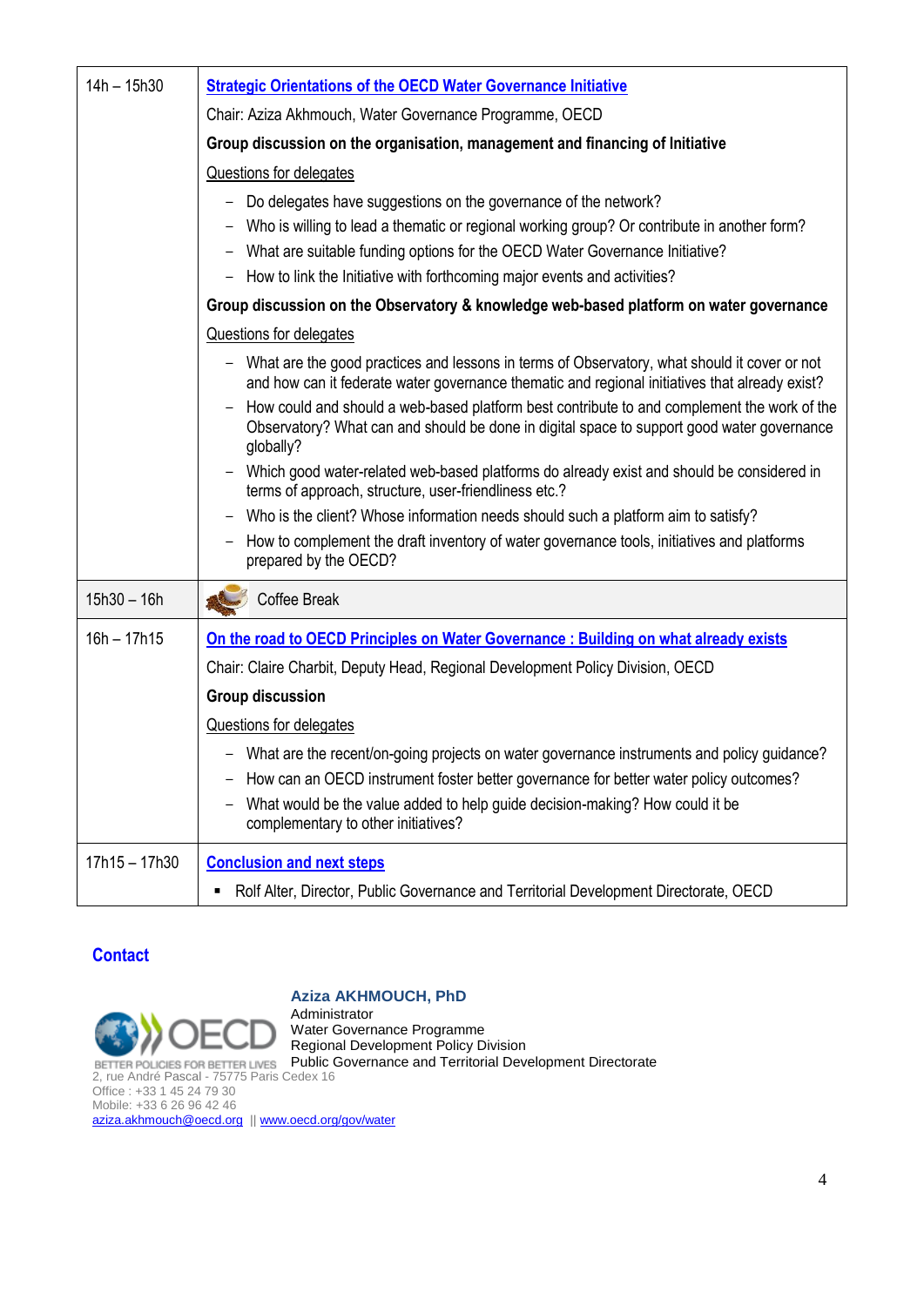| | |
|---|---|
| 14h – 15h30 | **Strategic Orientations of the OECD Water Governance Initiative**<br>Chair: Aziza Akhmouch, Water Governance Programme, OECD<br>**Group discussion on the organisation, management and financing of Initiative**<br>Questions for delegates<br>– Do delegates have suggestions on the governance of the network?<br>– Who is willing to lead a thematic or regional working group? Or contribute in another form?<br>– What are suitable funding options for the OECD Water Governance Initiative?<br>– How to link the Initiative with forthcoming major events and activities?<br>**Group discussion on the Observatory & knowledge web-based platform on water governance**<br>Questions for delegates<br>– What are the good practices and lessons in terms of Observatory, what should it cover or not and how can it federate water governance thematic and regional initiatives that already exist?<br>– How could and should a web-based platform best contribute to and complement the work of the Observatory? What can and should be done in digital space to support good water governance globally?<br>– Which good water-related web-based platforms do already exist and should be considered in terms of approach, structure, user-friendliness etc.?<br>– Who is the client? Whose information needs should such a platform aim to satisfy?<br>– How to complement the draft inventory of water governance tools, initiatives and platforms prepared by the OECD? |
| 15h30 – 16h | Coffee Break |
| 16h – 17h15 | **On the road to OECD Principles on Water Governance : Building on what already exists**<br>Chair: Claire Charbit, Deputy Head, Regional Development Policy Division, OECD<br>**Group discussion**<br>Questions for delegates<br>– What are the recent/on-going projects on water governance instruments and policy guidance?<br>– How can an OECD instrument foster better governance for better water policy outcomes?<br>– What would be the value added to help guide decision-making? How could it be complementary to other initiatives? |
| 17h15 – 17h30 | **Conclusion and next steps**<br>▪ Rolf Alter, Director, Public Governance and Territorial Development Directorate, OECD |

## Contact

OECD
BETTER POLICIES FOR BETTER LIVES

**Aziza AKHMOUCH, PhD**
Administrator
Water Governance Programme
Regional Development Policy Division
Public Governance and Territorial Development Directorate

2, rue André Pascal - 75775 Paris Cedex 16
Office : +33 1 45 24 79 30
Mobile: +33 6 26 96 42 46
aziza.akhmouch@oecd.org || www.oecd.org/gov/water